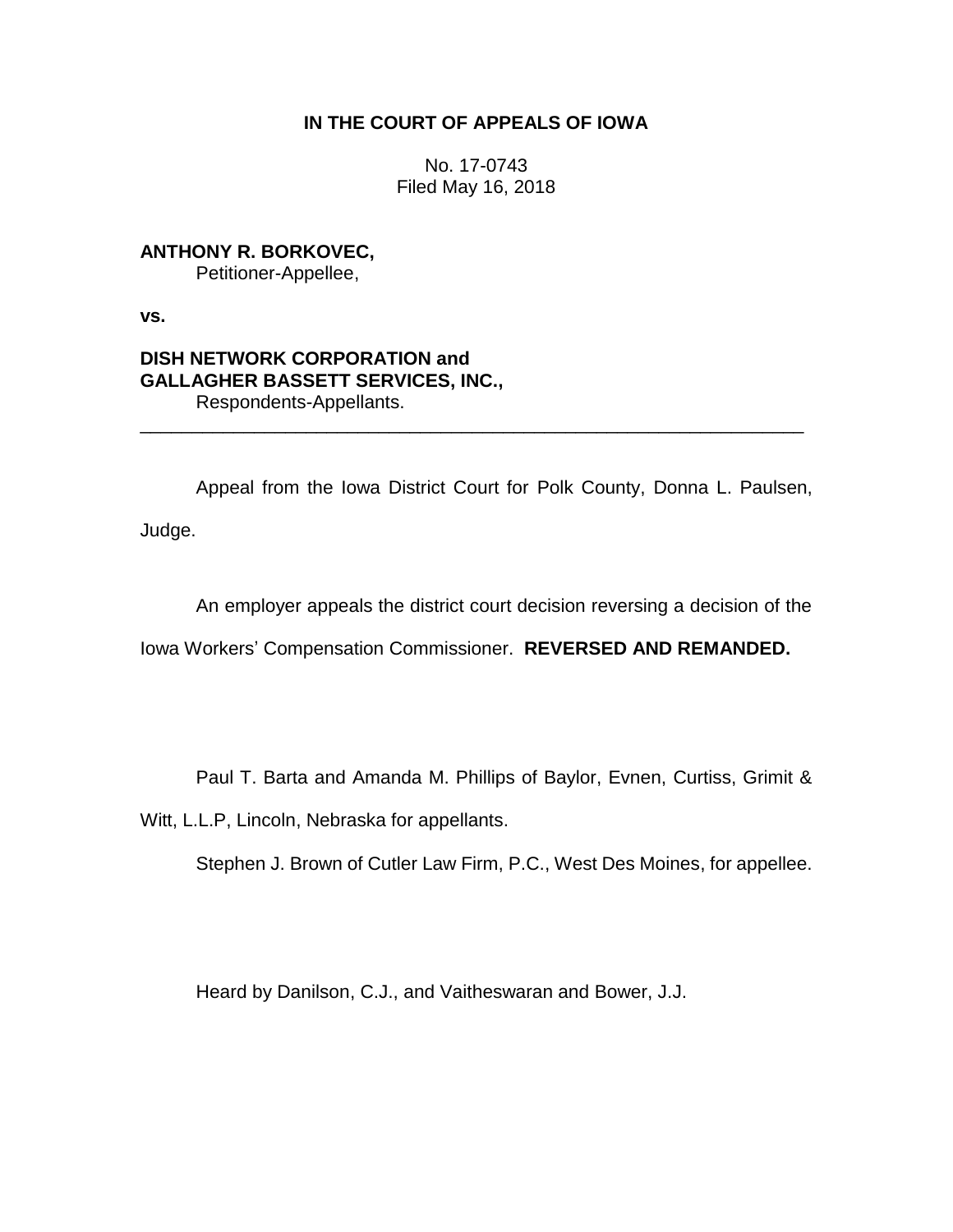**IN THE COURT OF APPEALS OF IOWA**

No. 17-0743
Filed May 16, 2018

**ANTHONY R. BORKOVEC,**
Petitioner-Appellee,

**vs.**

**DISH NETWORK CORPORATION and GALLAGHER BASSETT SERVICES, INC.,**
Respondents-Appellants.

---

Appeal from the Iowa District Court for Polk County, Donna L. Paulsen, Judge.

An employer appeals the district court decision reversing a decision of the Iowa Workers' Compensation Commissioner. **REVERSED AND REMANDED.**

Paul T. Barta and Amanda M. Phillips of Baylor, Evnen, Curtiss, Grimit & Witt, L.L.P, Lincoln, Nebraska for appellants.

Stephen J. Brown of Cutler Law Firm, P.C., West Des Moines, for appellee.

Heard by Danilson, C.J., and Vaitheswaran and Bower, J.J.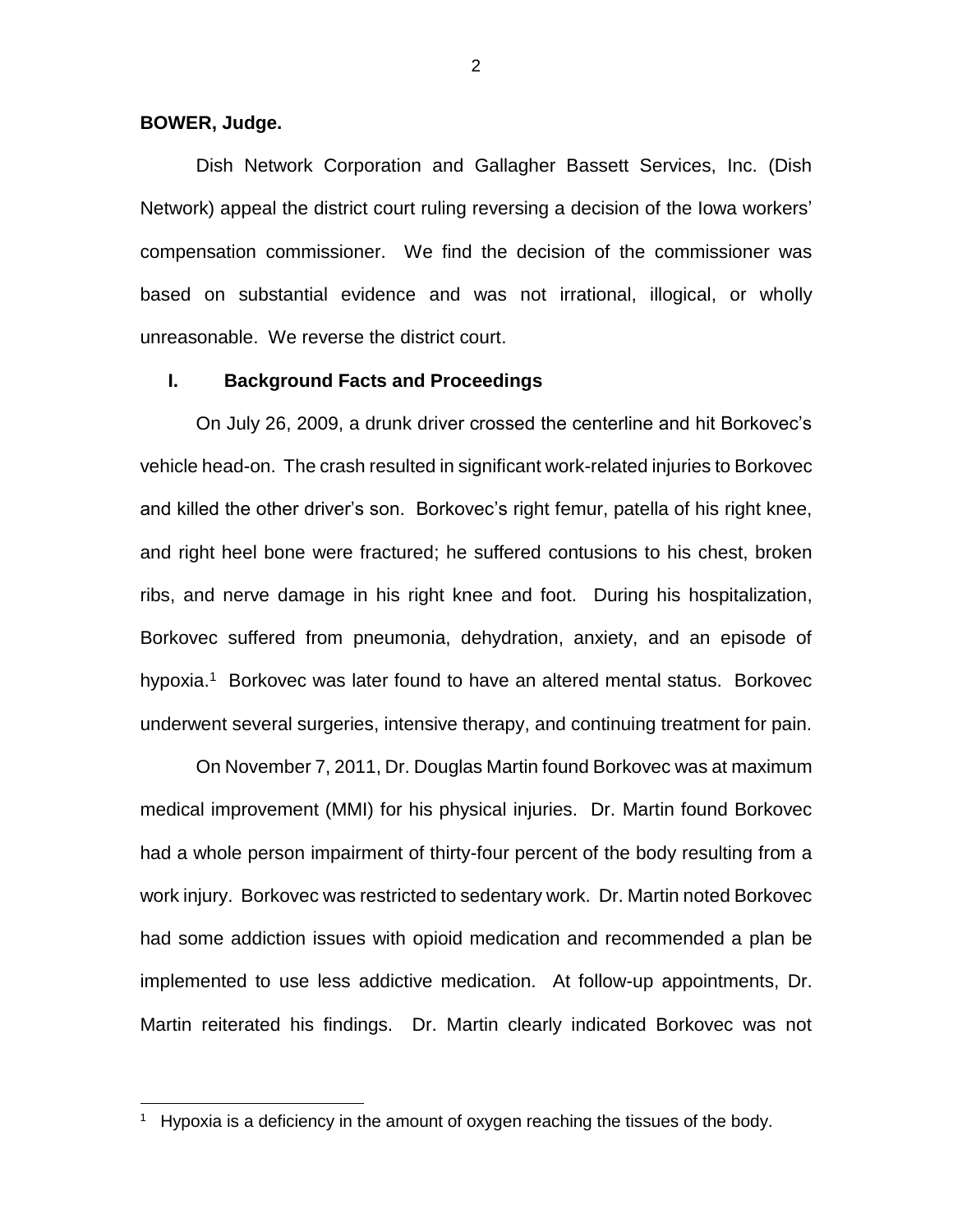**BOWER, Judge.**

Dish Network Corporation and Gallagher Bassett Services, Inc. (Dish Network) appeal the district court ruling reversing a decision of the Iowa workers' compensation commissioner. We find the decision of the commissioner was based on substantial evidence and was not irrational, illogical, or wholly unreasonable. We reverse the district court.

## I. Background Facts and Proceedings

On July 26, 2009, a drunk driver crossed the centerline and hit Borkovec's vehicle head-on. The crash resulted in significant work-related injuries to Borkovec and killed the other driver's son. Borkovec's right femur, patella of his right knee, and right heel bone were fractured; he suffered contusions to his chest, broken ribs, and nerve damage in his right knee and foot. During his hospitalization, Borkovec suffered from pneumonia, dehydration, anxiety, and an episode of hypoxia.[1] Borkovec was later found to have an altered mental status. Borkovec underwent several surgeries, intensive therapy, and continuing treatment for pain.

On November 7, 2011, Dr. Douglas Martin found Borkovec was at maximum medical improvement (MMI) for his physical injuries. Dr. Martin found Borkovec had a whole person impairment of thirty-four percent of the body resulting from a work injury. Borkovec was restricted to sedentary work. Dr. Martin noted Borkovec had some addiction issues with opioid medication and recommended a plan be implemented to use less addictive medication. At follow-up appointments, Dr. Martin reiterated his findings. Dr. Martin clearly indicated Borkovec was not

---

[1] Hypoxia is a deficiency in the amount of oxygen reaching the tissues of the body.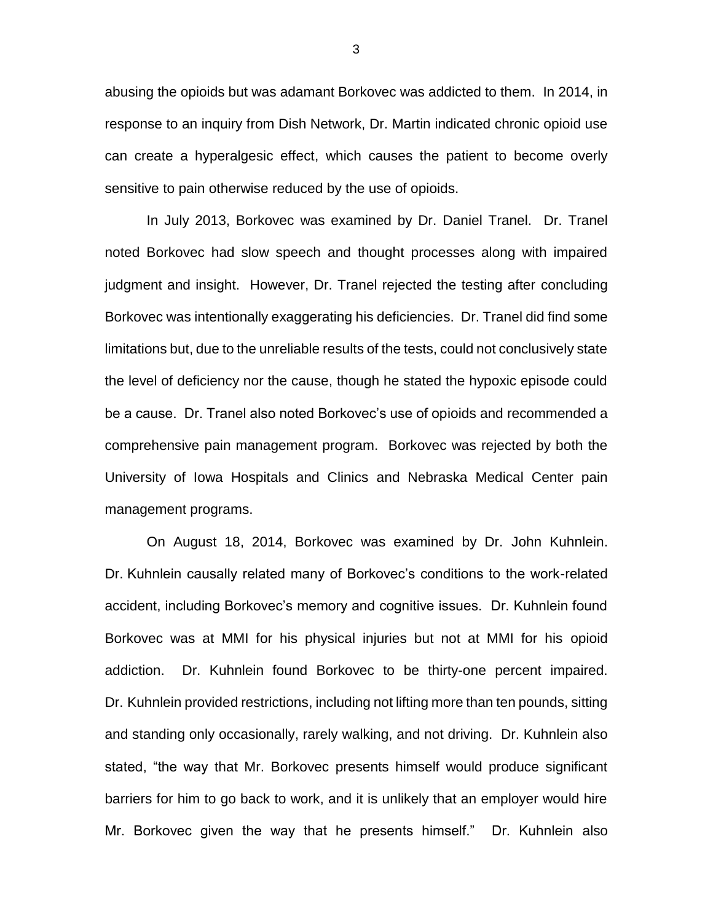abusing the opioids but was adamant Borkovec was addicted to them. In 2014, in response to an inquiry from Dish Network, Dr. Martin indicated chronic opioid use can create a hyperalgesic effect, which causes the patient to become overly sensitive to pain otherwise reduced by the use of opioids.

In July 2013, Borkovec was examined by Dr. Daniel Tranel. Dr. Tranel noted Borkovec had slow speech and thought processes along with impaired judgment and insight. However, Dr. Tranel rejected the testing after concluding Borkovec was intentionally exaggerating his deficiencies. Dr. Tranel did find some limitations but, due to the unreliable results of the tests, could not conclusively state the level of deficiency nor the cause, though he stated the hypoxic episode could be a cause. Dr. Tranel also noted Borkovec's use of opioids and recommended a comprehensive pain management program. Borkovec was rejected by both the University of Iowa Hospitals and Clinics and Nebraska Medical Center pain management programs.

On August 18, 2014, Borkovec was examined by Dr. John Kuhnlein. Dr. Kuhnlein causally related many of Borkovec's conditions to the work-related accident, including Borkovec's memory and cognitive issues. Dr. Kuhnlein found Borkovec was at MMI for his physical injuries but not at MMI for his opioid addiction. Dr. Kuhnlein found Borkovec to be thirty-one percent impaired. Dr. Kuhnlein provided restrictions, including not lifting more than ten pounds, sitting and standing only occasionally, rarely walking, and not driving. Dr. Kuhnlein also stated, "the way that Mr. Borkovec presents himself would produce significant barriers for him to go back to work, and it is unlikely that an employer would hire Mr. Borkovec given the way that he presents himself." Dr. Kuhnlein also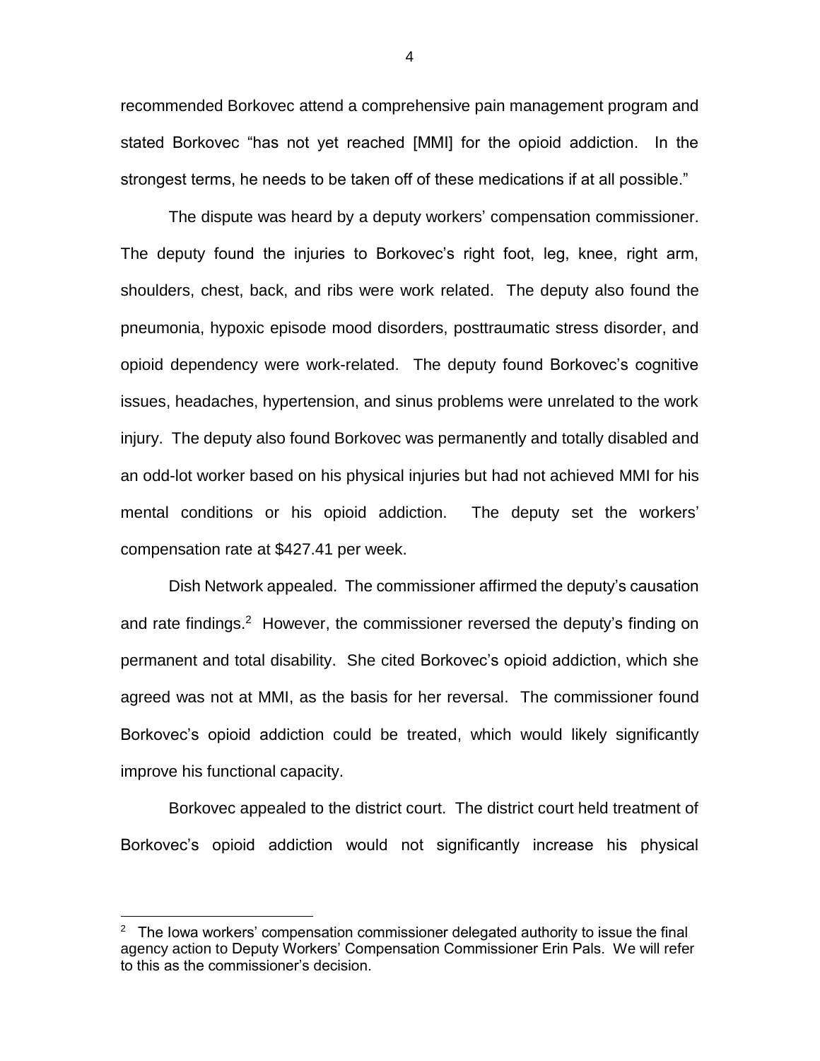recommended Borkovec attend a comprehensive pain management program and stated Borkovec "has not yet reached [MMI] for the opioid addiction. In the strongest terms, he needs to be taken off of these medications if at all possible."

The dispute was heard by a deputy workers' compensation commissioner. The deputy found the injuries to Borkovec's right foot, leg, knee, right arm, shoulders, chest, back, and ribs were work related. The deputy also found the pneumonia, hypoxic episode mood disorders, posttraumatic stress disorder, and opioid dependency were work-related. The deputy found Borkovec's cognitive issues, headaches, hypertension, and sinus problems were unrelated to the work injury. The deputy also found Borkovec was permanently and totally disabled and an odd-lot worker based on his physical injuries but had not achieved MMI for his mental conditions or his opioid addiction. The deputy set the workers' compensation rate at $427.41 per week.

Dish Network appealed. The commissioner affirmed the deputy's causation and rate findings.[2] However, the commissioner reversed the deputy's finding on permanent and total disability. She cited Borkovec's opioid addiction, which she agreed was not at MMI, as the basis for her reversal. The commissioner found Borkovec's opioid addiction could be treated, which would likely significantly improve his functional capacity.

Borkovec appealed to the district court. The district court held treatment of Borkovec's opioid addiction would not significantly increase his physical

---

[2] The Iowa workers' compensation commissioner delegated authority to issue the final agency action to Deputy Workers' Compensation Commissioner Erin Pals. We will refer to this as the commissioner's decision.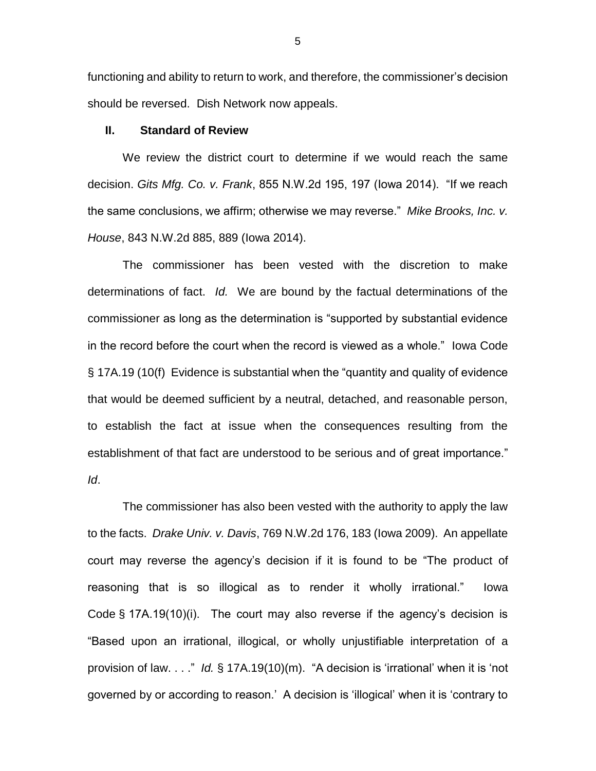functioning and ability to return to work, and therefore, the commissioner's decision should be reversed. Dish Network now appeals.

## II. Standard of Review

We review the district court to determine if we would reach the same decision. *Gits Mfg. Co. v. Frank*, 855 N.W.2d 195, 197 (Iowa 2014). "If we reach the same conclusions, we affirm; otherwise we may reverse." *Mike Brooks, Inc. v. House*, 843 N.W.2d 885, 889 (Iowa 2014).

The commissioner has been vested with the discretion to make determinations of fact. *Id.* We are bound by the factual determinations of the commissioner as long as the determination is "supported by substantial evidence in the record before the court when the record is viewed as a whole." Iowa Code § 17A.19 (10(f) Evidence is substantial when the "quantity and quality of evidence that would be deemed sufficient by a neutral, detached, and reasonable person, to establish the fact at issue when the consequences resulting from the establishment of that fact are understood to be serious and of great importance." *Id*.

The commissioner has also been vested with the authority to apply the law to the facts. *Drake Univ. v. Davis*, 769 N.W.2d 176, 183 (Iowa 2009). An appellate court may reverse the agency's decision if it is found to be "The product of reasoning that is so illogical as to render it wholly irrational." Iowa Code § 17A.19(10)(i). The court may also reverse if the agency's decision is "Based upon an irrational, illogical, or wholly unjustifiable interpretation of a provision of law. . . ." *Id.* § 17A.19(10)(m). "A decision is 'irrational' when it is 'not governed by or according to reason.' A decision is 'illogical' when it is 'contrary to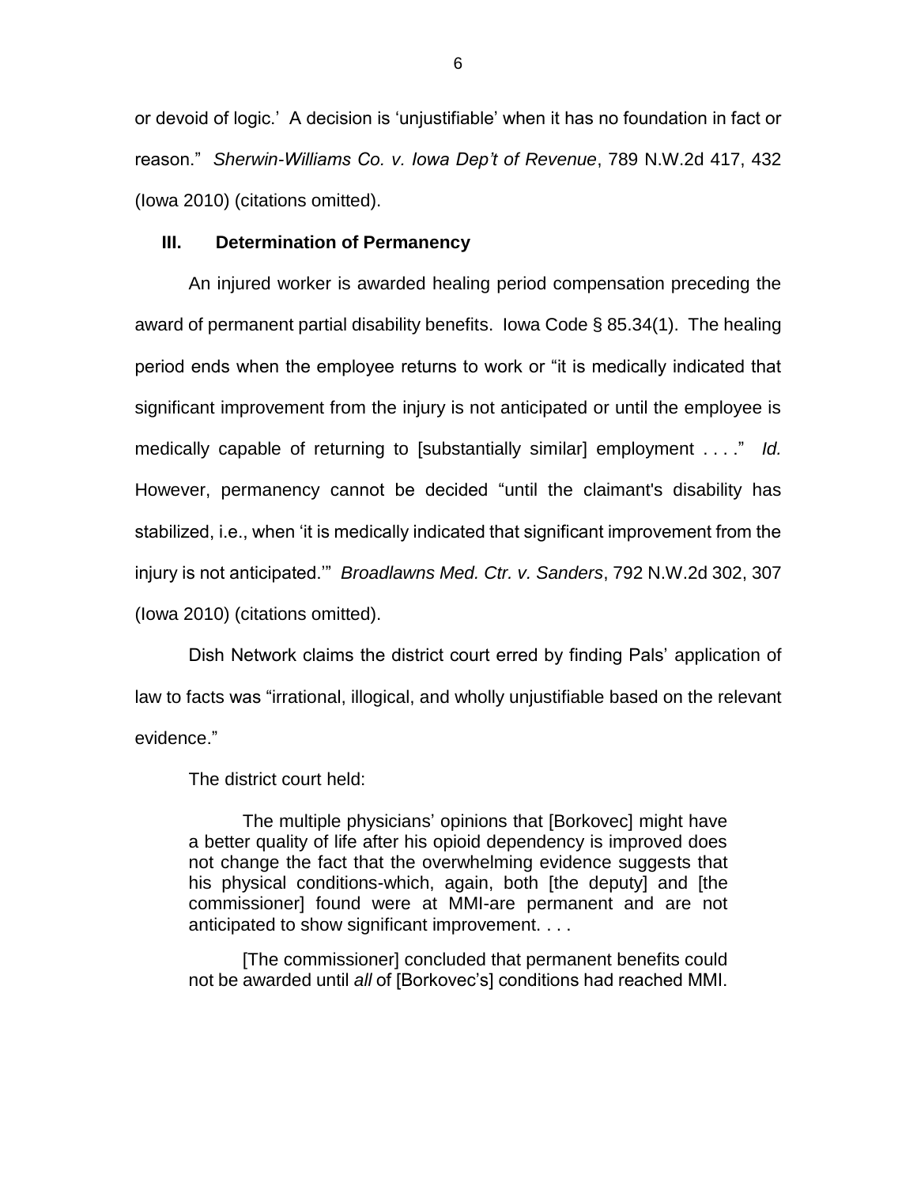or devoid of logic.' A decision is 'unjustifiable' when it has no foundation in fact or reason." *Sherwin-Williams Co. v. Iowa Dep't of Revenue*, 789 N.W.2d 417, 432 (Iowa 2010) (citations omitted).

### III. Determination of Permanency

An injured worker is awarded healing period compensation preceding the award of permanent partial disability benefits. Iowa Code § 85.34(1). The healing period ends when the employee returns to work or "it is medically indicated that significant improvement from the injury is not anticipated or until the employee is medically capable of returning to [substantially similar] employment . . . ." *Id.* However, permanency cannot be decided "until the claimant's disability has stabilized, i.e., when 'it is medically indicated that significant improvement from the injury is not anticipated.'" *Broadlawns Med. Ctr. v. Sanders*, 792 N.W.2d 302, 307 (Iowa 2010) (citations omitted).

Dish Network claims the district court erred by finding Pals' application of law to facts was "irrational, illogical, and wholly unjustifiable based on the relevant evidence."

The district court held:

> The multiple physicians' opinions that [Borkovec] might have a better quality of life after his opioid dependency is improved does not change the fact that the overwhelming evidence suggests that his physical conditions-which, again, both [the deputy] and [the commissioner] found were at MMI-are permanent and are not anticipated to show significant improvement. . . .
>
> [The commissioner] concluded that permanent benefits could not be awarded until *all* of [Borkovec's] conditions had reached MMI.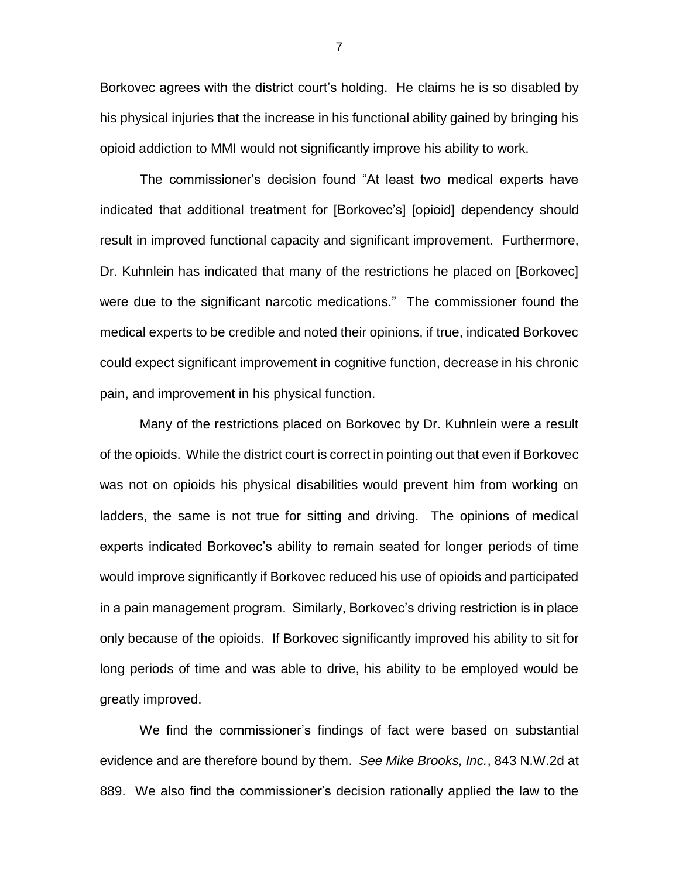Borkovec agrees with the district court's holding. He claims he is so disabled by his physical injuries that the increase in his functional ability gained by bringing his opioid addiction to MMI would not significantly improve his ability to work.

The commissioner's decision found "At least two medical experts have indicated that additional treatment for [Borkovec's] [opioid] dependency should result in improved functional capacity and significant improvement. Furthermore, Dr. Kuhnlein has indicated that many of the restrictions he placed on [Borkovec] were due to the significant narcotic medications." The commissioner found the medical experts to be credible and noted their opinions, if true, indicated Borkovec could expect significant improvement in cognitive function, decrease in his chronic pain, and improvement in his physical function.

Many of the restrictions placed on Borkovec by Dr. Kuhnlein were a result of the opioids. While the district court is correct in pointing out that even if Borkovec was not on opioids his physical disabilities would prevent him from working on ladders, the same is not true for sitting and driving. The opinions of medical experts indicated Borkovec's ability to remain seated for longer periods of time would improve significantly if Borkovec reduced his use of opioids and participated in a pain management program. Similarly, Borkovec's driving restriction is in place only because of the opioids. If Borkovec significantly improved his ability to sit for long periods of time and was able to drive, his ability to be employed would be greatly improved.

We find the commissioner's findings of fact were based on substantial evidence and are therefore bound by them. *See Mike Brooks, Inc.*, 843 N.W.2d at 889. We also find the commissioner's decision rationally applied the law to the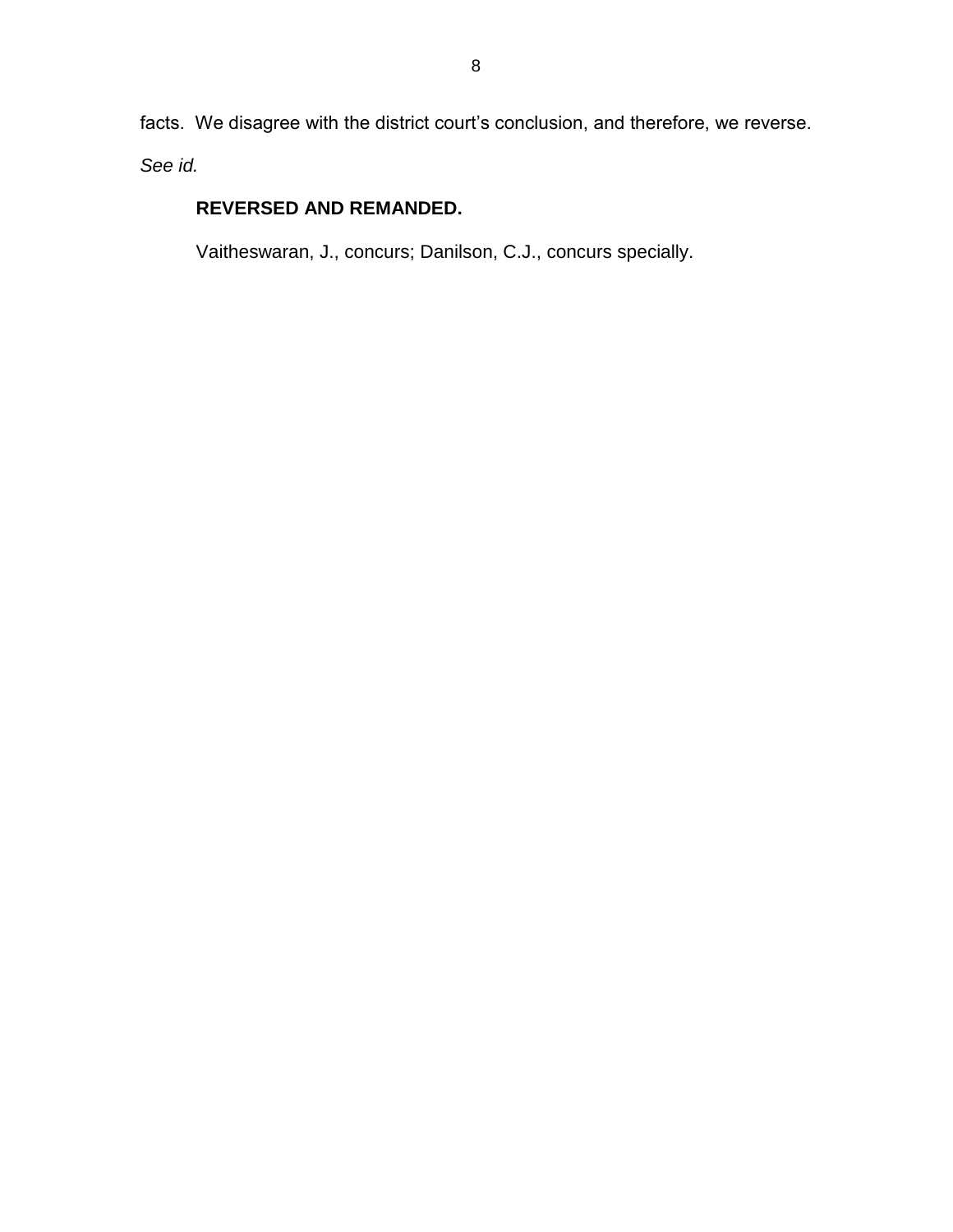facts. We disagree with the district court's conclusion, and therefore, we reverse. *See id.*

**REVERSED AND REMANDED.**

Vaitheswaran, J., concurs; Danilson, C.J., concurs specially.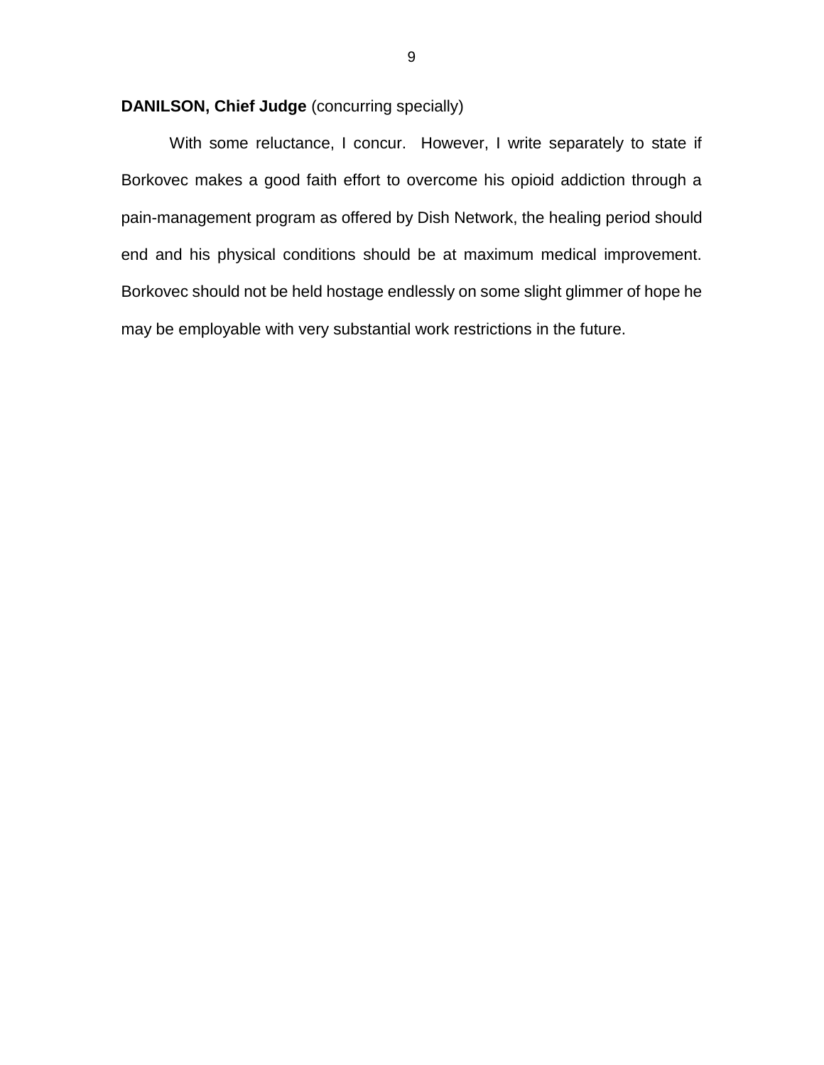**DANILSON, Chief Judge** (concurring specially)

With some reluctance, I concur. However, I write separately to state if Borkovec makes a good faith effort to overcome his opioid addiction through a pain-management program as offered by Dish Network, the healing period should end and his physical conditions should be at maximum medical improvement. Borkovec should not be held hostage endlessly on some slight glimmer of hope he may be employable with very substantial work restrictions in the future.